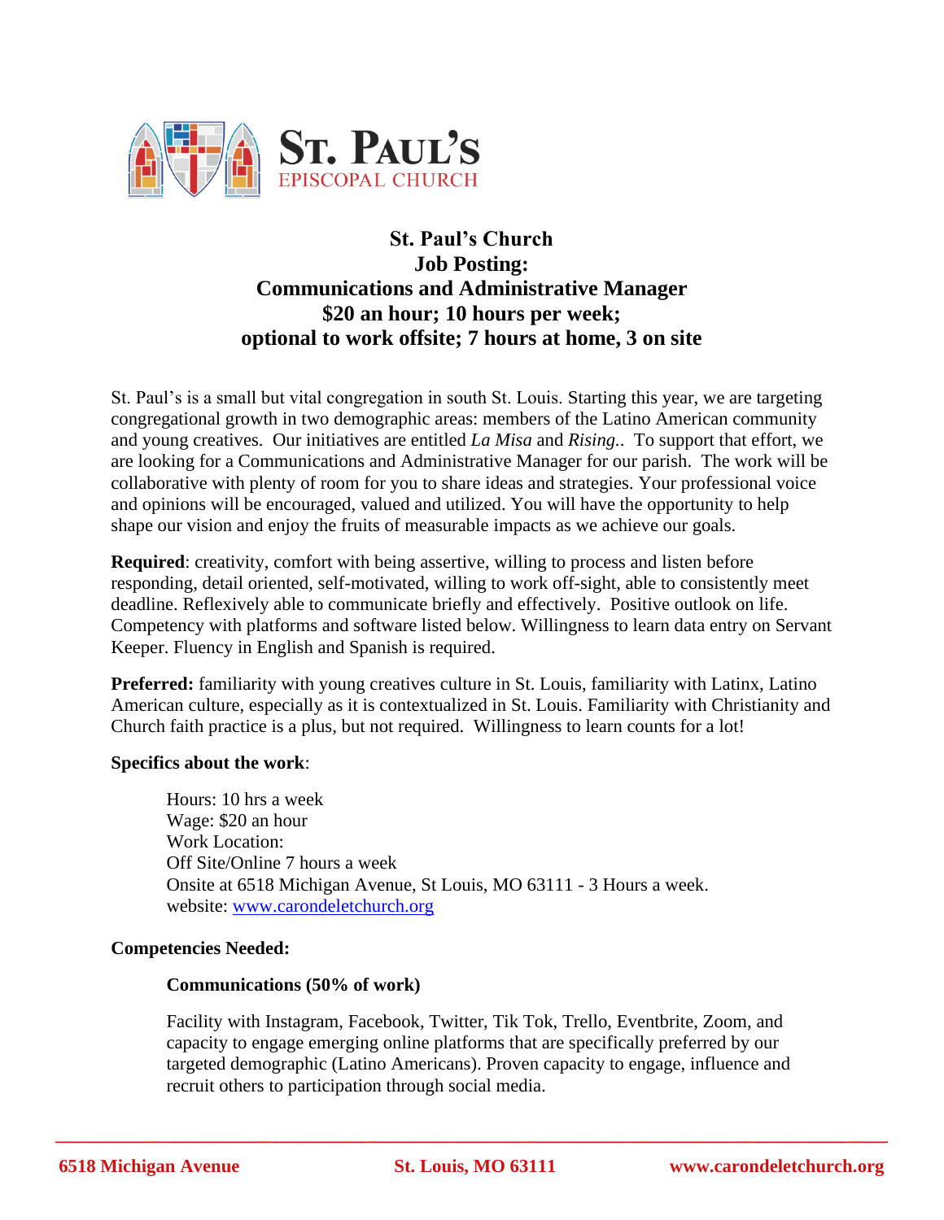**ST. PAUL'S**
EPISCOPAL CHURCH

# St. Paul's Church
## Job Posting:
## Communications and Administrative Manager
## $20 an hour; 10 hours per week;
## optional to work offsite; 7 hours at home, 3 on site

St. Paul's is a small but vital congregation in south St. Louis. Starting this year, we are targeting congregational growth in two demographic areas: members of the Latino American community and young creatives. Our initiatives are entitled *La Misa* and *Rising.*. To support that effort, we are looking for a Communications and Administrative Manager for our parish. The work will be collaborative with plenty of room for you to share ideas and strategies. Your professional voice and opinions will be encouraged, valued and utilized. You will have the opportunity to help shape our vision and enjoy the fruits of measurable impacts as we achieve our goals.

**Required**: creativity, comfort with being assertive, willing to process and listen before responding, detail oriented, self-motivated, willing to work off-sight, able to consistently meet deadline. Reflexively able to communicate briefly and effectively. Positive outlook on life. Competency with platforms and software listed below. Willingness to learn data entry on Servant Keeper. Fluency in English and Spanish is required.

**Preferred:** familiarity with young creatives culture in St. Louis, familiarity with Latinx, Latino American culture, especially as it is contextualized in St. Louis. Familiarity with Christianity and Church faith practice is a plus, but not required. Willingness to learn counts for a lot!

**Specifics about the work**:

Hours: 10 hrs a week
Wage: $20 an hour
Work Location:
Off Site/Online 7 hours a week
Onsite at 6518 Michigan Avenue, St Louis, MO 63111 - 3 Hours a week.
website: [www.carondeletchurch.org](http://www.carondeletchurch.org)

**Competencies Needed:**

**Communications (50% of work)**

Facility with Instagram, Facebook, Twitter, Tik Tok, Trello, Eventbrite, Zoom, and capacity to engage emerging online platforms that are specifically preferred by our targeted demographic (Latino Americans). Proven capacity to engage, influence and recruit others to participation through social media.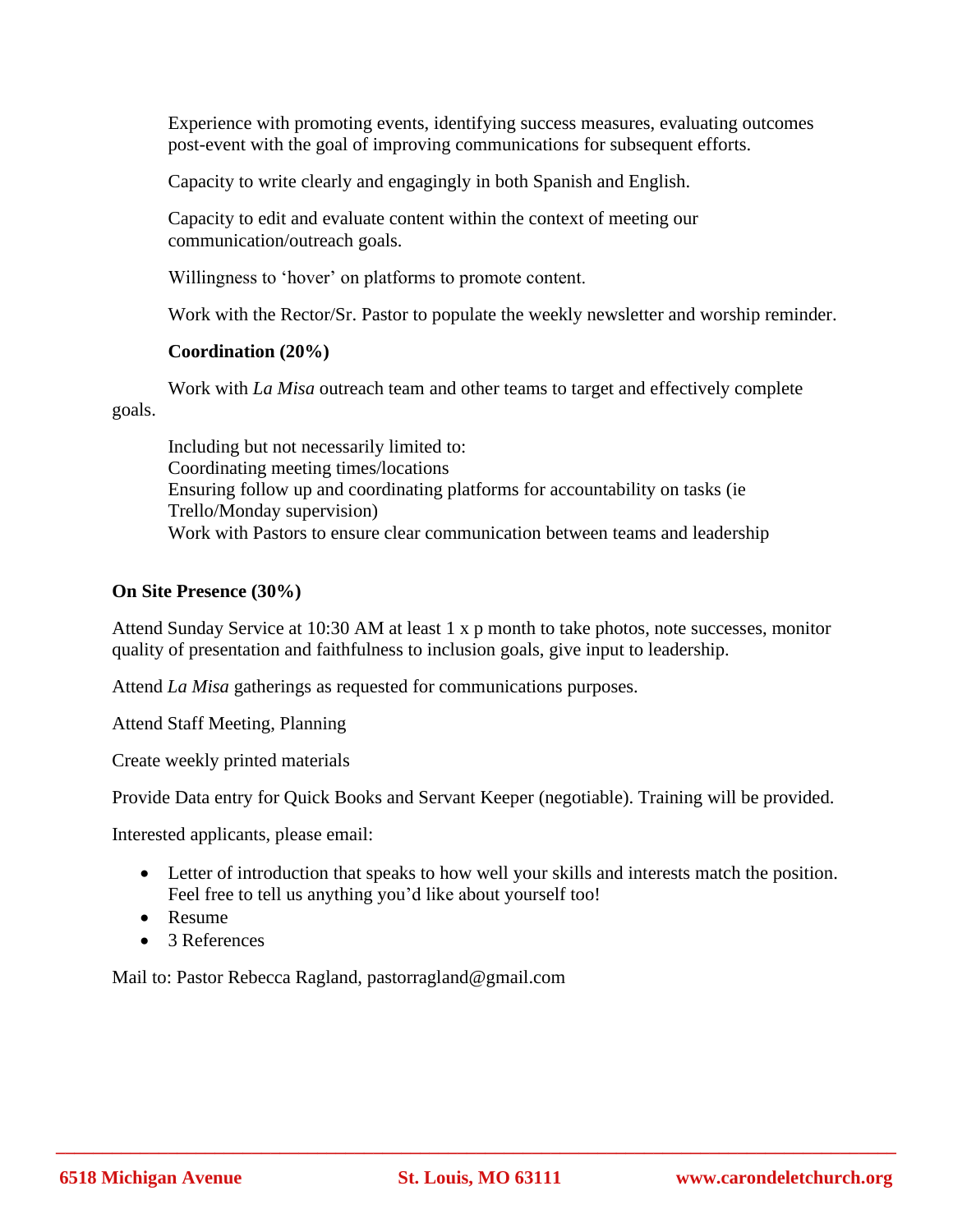Experience with promoting events, identifying success measures, evaluating outcomes post-event with the goal of improving communications for subsequent efforts.

Capacity to write clearly and engagingly in both Spanish and English.

Capacity to edit and evaluate content within the context of meeting our communication/outreach goals.

Willingness to 'hover' on platforms to promote content.

Work with the Rector/Sr. Pastor to populate the weekly newsletter and worship reminder.

**Coordination (20%)**

Work with *La Misa* outreach team and other teams to target and effectively complete goals.

Including but not necessarily limited to:
Coordinating meeting times/locations
Ensuring follow up and coordinating platforms for accountability on tasks (ie Trello/Monday supervision)
Work with Pastors to ensure clear communication between teams and leadership

**On Site Presence (30%)**

Attend Sunday Service at 10:30 AM at least 1 x p month to take photos, note successes, monitor quality of presentation and faithfulness to inclusion goals, give input to leadership.

Attend *La Misa* gatherings as requested for communications purposes.

Attend Staff Meeting, Planning

Create weekly printed materials

Provide Data entry for Quick Books and Servant Keeper (negotiable). Training will be provided.

Interested applicants, please email:

- Letter of introduction that speaks to how well your skills and interests match the position. Feel free to tell us anything you'd like about yourself too!
- Resume
- 3 References

Mail to: Pastor Rebecca Ragland, pastorragland@gmail.com

**6518 Michigan Avenue** **St. Louis, MO 63111** **www.carondeletchurch.org**